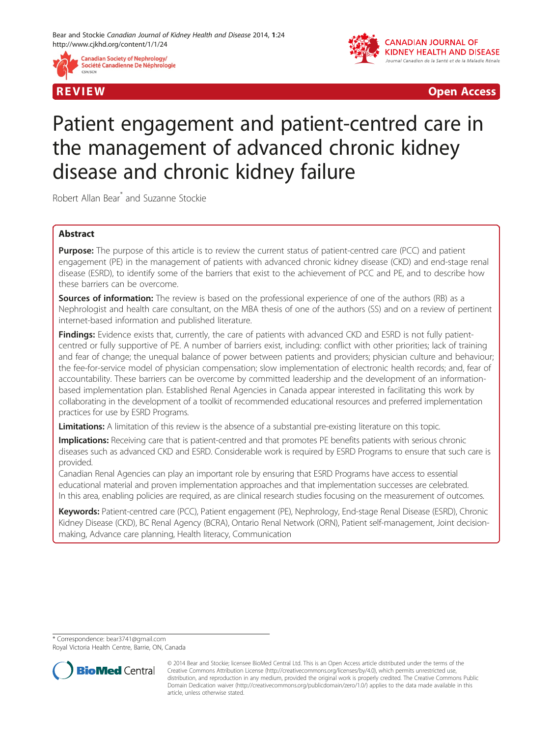REVIEW **Open Access**

# Patient engagement and patient-centred care in the management of advanced chronic kidney disease and chronic kidney failure

Robert Allan Bear* and Suzanne Stockie

## Abstract

**Purpose:** The purpose of this article is to review the current status of patient-centred care (PCC) and patient engagement (PE) in the management of patients with advanced chronic kidney disease (CKD) and end-stage renal disease (ESRD), to identify some of the barriers that exist to the achievement of PCC and PE, and to describe how these barriers can be overcome.

**Sources of information:** The review is based on the professional experience of one of the authors (RB) as a Nephrologist and health care consultant, on the MBA thesis of one of the authors (SS) and on a review of pertinent internet-based information and published literature.

**Findings:** Evidence exists that, currently, the care of patients with advanced CKD and ESRD is not fully patient-centred or fully supportive of PE. A number of barriers exist, including: conflict with other priorities; lack of training and fear of change; the unequal balance of power between patients and providers; physician culture and behaviour; the fee-for-service model of physician compensation; slow implementation of electronic health records; and, fear of accountability. These barriers can be overcome by committed leadership and the development of an information-based implementation plan. Established Renal Agencies in Canada appear interested in facilitating this work by collaborating in the development of a toolkit of recommended educational resources and preferred implementation practices for use by ESRD Programs.

**Limitations:** A limitation of this review is the absence of a substantial pre-existing literature on this topic.

**Implications:** Receiving care that is patient-centred and that promotes PE benefits patients with serious chronic diseases such as advanced CKD and ESRD. Considerable work is required by ESRD Programs to ensure that such care is provided.

Canadian Renal Agencies can play an important role by ensuring that ESRD Programs have access to essential educational material and proven implementation approaches and that implementation successes are celebrated.

In this area, enabling policies are required, as are clinical research studies focusing on the measurement of outcomes.

**Keywords:** Patient-centred care (PCC), Patient engagement (PE), Nephrology, End-stage Renal Disease (ESRD), Chronic Kidney Disease (CKD), BC Renal Agency (BCRA), Ontario Renal Network (ORN), Patient self-management, Joint decision-making, Advance care planning, Health literacy, Communication

\* Correspondence: bear3741@gmail.com
Royal Victoria Health Centre, Barrie, ON, Canada

© 2014 Bear and Stockie; licensee BioMed Central Ltd. This is an Open Access article distributed under the terms of the Creative Commons Attribution License (http://creativecommons.org/licenses/by/4.0), which permits unrestricted use, distribution, and reproduction in any medium, provided the original work is properly credited. The Creative Commons Public Domain Dedication waiver (http://creativecommons.org/publicdomain/zero/1.0/) applies to the data made available in this article, unless otherwise stated.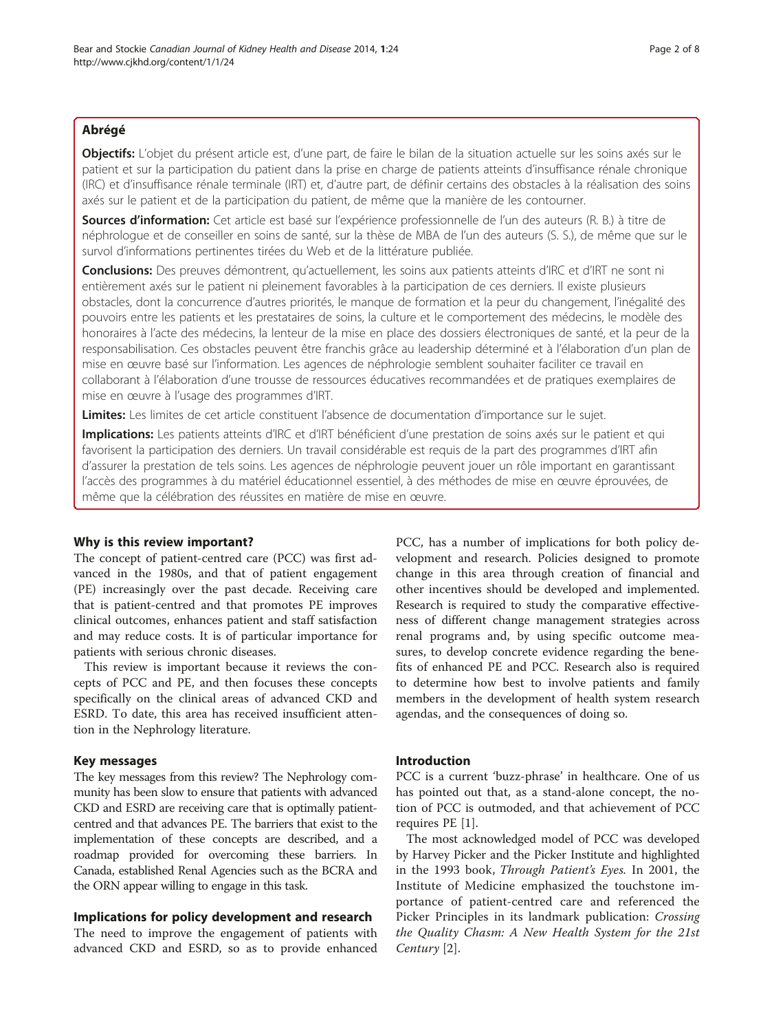## Abrégé

**Objectifs:** L'objet du présent article est, d'une part, de faire le bilan de la situation actuelle sur les soins axés sur le patient et sur la participation du patient dans la prise en charge de patients atteints d'insuffisance rénale chronique (IRC) et d'insuffisance rénale terminale (IRT) et, d'autre part, de définir certains des obstacles à la réalisation des soins axés sur le patient et de la participation du patient, de même que la manière de les contourner.

**Sources d'information:** Cet article est basé sur l'expérience professionnelle de l'un des auteurs (R. B.) à titre de néphrologue et de conseiller en soins de santé, sur la thèse de MBA de l'un des auteurs (S. S.), de même que sur le survol d'informations pertinentes tirées du Web et de la littérature publiée.

**Conclusions:** Des preuves démontrent, qu'actuellement, les soins aux patients atteints d'IRC et d'IRT ne sont ni entièrement axés sur le patient ni pleinement favorables à la participation de ces derniers. Il existe plusieurs obstacles, dont la concurrence d'autres priorités, le manque de formation et la peur du changement, l'inégalité des pouvoirs entre les patients et les prestataires de soins, la culture et le comportement des médecins, le modèle des honoraires à l'acte des médecins, la lenteur de la mise en place des dossiers électroniques de santé, et la peur de la responsabilisation. Ces obstacles peuvent être franchis grâce au leadership déterminé et à l'élaboration d'un plan de mise en œuvre basé sur l'information. Les agences de néphrologie semblent souhaiter faciliter ce travail en collaborant à l'élaboration d'une trousse de ressources éducatives recommandées et de pratiques exemplaires de mise en œuvre à l'usage des programmes d'IRT.

**Limites:** Les limites de cet article constituent l'absence de documentation d'importance sur le sujet.

**Implications:** Les patients atteints d'IRC et d'IRT bénéficient d'une prestation de soins axés sur le patient et qui favorisent la participation des derniers. Un travail considérable est requis de la part des programmes d'IRT afin d'assurer la prestation de tels soins. Les agences de néphrologie peuvent jouer un rôle important en garantissant l'accès des programmes à du matériel éducationnel essentiel, à des méthodes de mise en œuvre éprouvées, de même que la célébration des réussites en matière de mise en œuvre.

### Why is this review important?

The concept of patient-centred care (PCC) was first advanced in the 1980s, and that of patient engagement (PE) increasingly over the past decade. Receiving care that is patient-centred and that promotes PE improves clinical outcomes, enhances patient and staff satisfaction and may reduce costs. It is of particular importance for patients with serious chronic diseases.

This review is important because it reviews the concepts of PCC and PE, and then focuses these concepts specifically on the clinical areas of advanced CKD and ESRD. To date, this area has received insufficient attention in the Nephrology literature.

### Key messages

The key messages from this review? The Nephrology community has been slow to ensure that patients with advanced CKD and ESRD are receiving care that is optimally patient-centred and that advances PE. The barriers that exist to the implementation of these concepts are described, and a roadmap provided for overcoming these barriers. In Canada, established Renal Agencies such as the BCRA and the ORN appear willing to engage in this task.

### Implications for policy development and research

The need to improve the engagement of patients with advanced CKD and ESRD, so as to provide enhanced PCC, has a number of implications for both policy development and research. Policies designed to promote change in this area through creation of financial and other incentives should be developed and implemented. Research is required to study the comparative effectiveness of different change management strategies across renal programs and, by using specific outcome measures, to develop concrete evidence regarding the benefits of enhanced PE and PCC. Research also is required to determine how best to involve patients and family members in the development of health system research agendas, and the consequences of doing so.

## Introduction

PCC is a current 'buzz-phrase' in healthcare. One of us has pointed out that, as a stand-alone concept, the notion of PCC is outmoded, and that achievement of PCC requires PE [1].

The most acknowledged model of PCC was developed by Harvey Picker and the Picker Institute and highlighted in the 1993 book, *Through Patient's Eyes*. In 2001, the Institute of Medicine emphasized the touchstone importance of patient-centred care and referenced the Picker Principles in its landmark publication: *Crossing the Quality Chasm: A New Health System for the 21st Century* [2].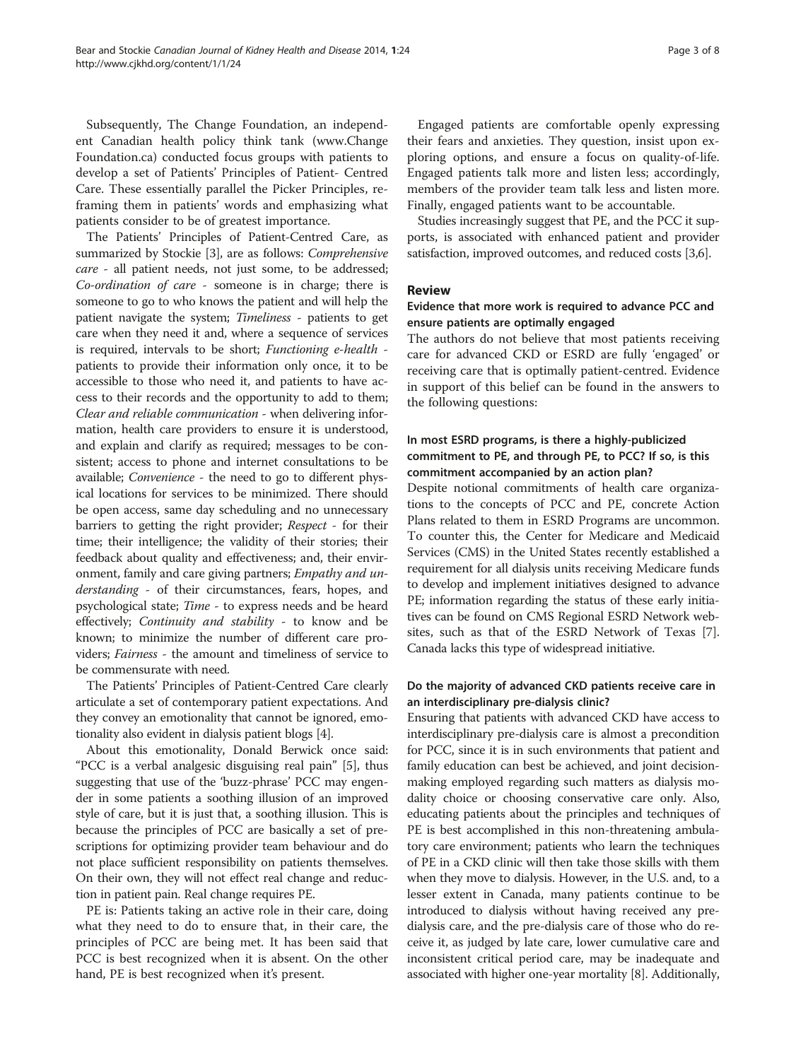Subsequently, The Change Foundation, an independent Canadian health policy think tank (www.ChangeFoundation.ca) conducted focus groups with patients to develop a set of Patients' Principles of Patient- Centred Care. These essentially parallel the Picker Principles, reframing them in patients' words and emphasizing what patients consider to be of greatest importance.

The Patients' Principles of Patient-Centred Care, as summarized by Stockie [3], are as follows: *Comprehensive care* - all patient needs, not just some, to be addressed; *Co-ordination of care* - someone is in charge; there is someone to go to who knows the patient and will help the patient navigate the system; *Timeliness* - patients to get care when they need it and, where a sequence of services is required, intervals to be short; *Functioning e-health* - patients to provide their information only once, it to be accessible to those who need it, and patients to have access to their records and the opportunity to add to them; *Clear and reliable communication* - when delivering information, health care providers to ensure it is understood, and explain and clarify as required; messages to be consistent; access to phone and internet consultations to be available; *Convenience* - the need to go to different physical locations for services to be minimized. There should be open access, same day scheduling and no unnecessary barriers to getting the right provider; *Respect* - for their time; their intelligence; the validity of their stories; their feedback about quality and effectiveness; and, their environment, family and care giving partners; *Empathy and understanding* - of their circumstances, fears, hopes, and psychological state; *Time* - to express needs and be heard effectively; *Continuity and stability* - to know and be known; to minimize the number of different care providers; *Fairness* - the amount and timeliness of service to be commensurate with need.

The Patients' Principles of Patient-Centred Care clearly articulate a set of contemporary patient expectations. And they convey an emotionality that cannot be ignored, emotionality also evident in dialysis patient blogs [4].

About this emotionality, Donald Berwick once said: "PCC is a verbal analgesic disguising real pain" [5], thus suggesting that use of the 'buzz-phrase' PCC may engender in some patients a soothing illusion of an improved style of care, but it is just that, a soothing illusion. This is because the principles of PCC are basically a set of prescriptions for optimizing provider team behaviour and do not place sufficient responsibility on patients themselves. On their own, they will not effect real change and reduction in patient pain. Real change requires PE.

PE is: Patients taking an active role in their care, doing what they need to do to ensure that, in their care, the principles of PCC are being met. It has been said that PCC is best recognized when it is absent. On the other hand, PE is best recognized when it's present.

Engaged patients are comfortable openly expressing their fears and anxieties. They question, insist upon exploring options, and ensure a focus on quality-of-life. Engaged patients talk more and listen less; accordingly, members of the provider team talk less and listen more. Finally, engaged patients want to be accountable.

Studies increasingly suggest that PE, and the PCC it supports, is associated with enhanced patient and provider satisfaction, improved outcomes, and reduced costs [3,6].

## Review

### Evidence that more work is required to advance PCC and ensure patients are optimally engaged

The authors do not believe that most patients receiving care for advanced CKD or ESRD are fully 'engaged' or receiving care that is optimally patient-centred. Evidence in support of this belief can be found in the answers to the following questions:

#### In most ESRD programs, is there a highly-publicized commitment to PE, and through PE, to PCC? If so, is this commitment accompanied by an action plan?

Despite notional commitments of health care organizations to the concepts of PCC and PE, concrete Action Plans related to them in ESRD Programs are uncommon. To counter this, the Center for Medicare and Medicaid Services (CMS) in the United States recently established a requirement for all dialysis units receiving Medicare funds to develop and implement initiatives designed to advance PE; information regarding the status of these early initiatives can be found on CMS Regional ESRD Network websites, such as that of the ESRD Network of Texas [7]. Canada lacks this type of widespread initiative.

#### Do the majority of advanced CKD patients receive care in an interdisciplinary pre-dialysis clinic?

Ensuring that patients with advanced CKD have access to interdisciplinary pre-dialysis care is almost a precondition for PCC, since it is in such environments that patient and family education can best be achieved, and joint decision-making employed regarding such matters as dialysis modality choice or choosing conservative care only. Also, educating patients about the principles and techniques of PE is best accomplished in this non-threatening ambulatory care environment; patients who learn the techniques of PE in a CKD clinic will then take those skills with them when they move to dialysis. However, in the U.S. and, to a lesser extent in Canada, many patients continue to be introduced to dialysis without having received any pre-dialysis care, and the pre-dialysis care of those who do receive it, as judged by late care, lower cumulative care and inconsistent critical period care, may be inadequate and associated with higher one-year mortality [8]. Additionally,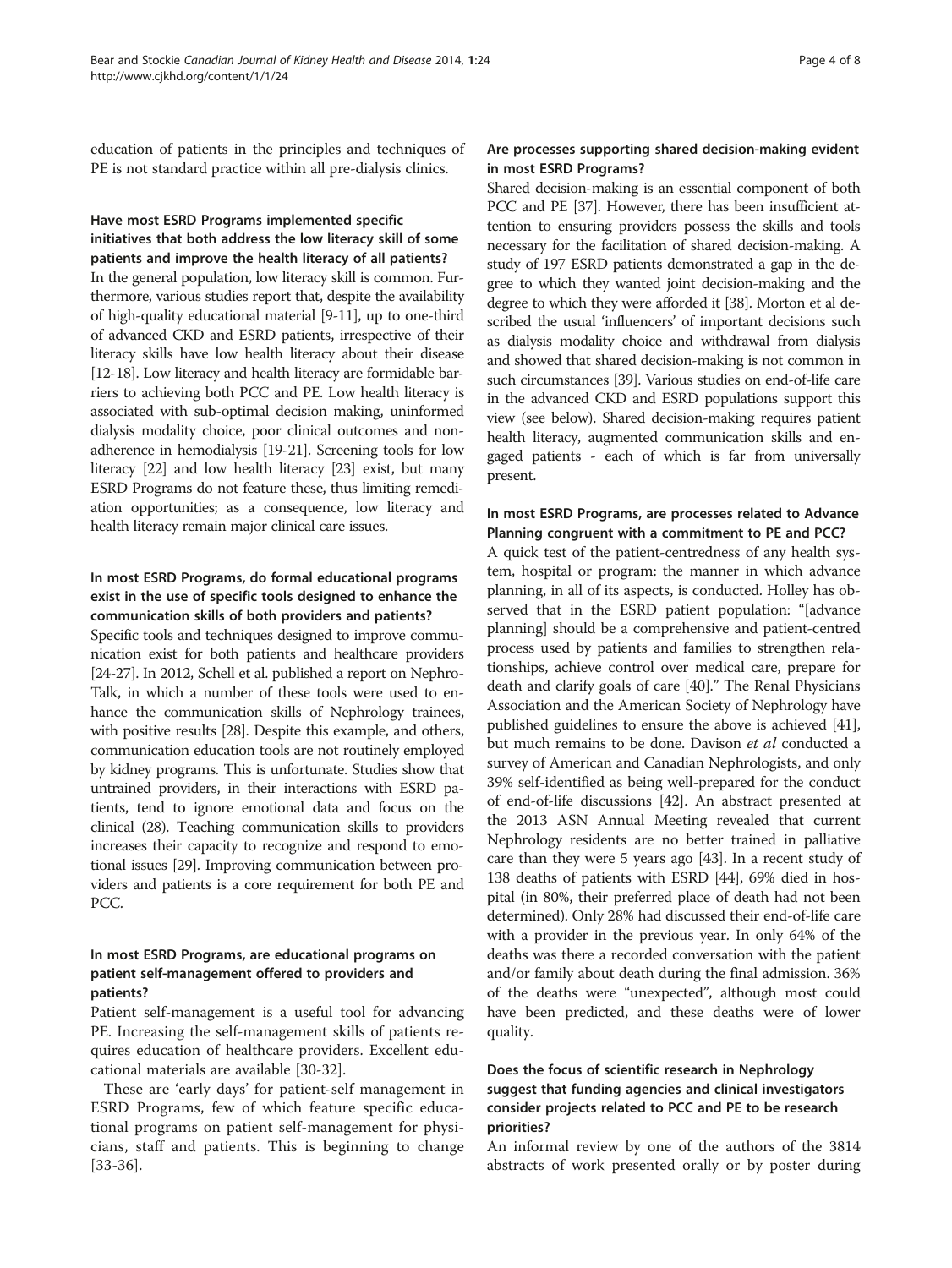education of patients in the principles and techniques of PE is not standard practice within all pre-dialysis clinics.

### Have most ESRD Programs implemented specific initiatives that both address the low literacy skill of some patients and improve the health literacy of all patients?

In the general population, low literacy skill is common. Furthermore, various studies report that, despite the availability of high-quality educational material [9-11], up to one-third of advanced CKD and ESRD patients, irrespective of their literacy skills have low health literacy about their disease [12-18]. Low literacy and health literacy are formidable barriers to achieving both PCC and PE. Low health literacy is associated with sub-optimal decision making, uninformed dialysis modality choice, poor clinical outcomes and non-adherence in hemodialysis [19-21]. Screening tools for low literacy [22] and low health literacy [23] exist, but many ESRD Programs do not feature these, thus limiting remediation opportunities; as a consequence, low literacy and health literacy remain major clinical care issues.

### In most ESRD Programs, do formal educational programs exist in the use of specific tools designed to enhance the communication skills of both providers and patients?

Specific tools and techniques designed to improve communication exist for both patients and healthcare providers [24-27]. In 2012, Schell et al. published a report on Nephro-Talk, in which a number of these tools were used to enhance the communication skills of Nephrology trainees, with positive results [28]. Despite this example, and others, communication education tools are not routinely employed by kidney programs. This is unfortunate. Studies show that untrained providers, in their interactions with ESRD patients, tend to ignore emotional data and focus on the clinical (28). Teaching communication skills to providers increases their capacity to recognize and respond to emotional issues [29]. Improving communication between providers and patients is a core requirement for both PE and PCC.

### In most ESRD Programs, are educational programs on patient self-management offered to providers and patients?

Patient self-management is a useful tool for advancing PE. Increasing the self-management skills of patients requires education of healthcare providers. Excellent educational materials are available [30-32].

These are 'early days' for patient-self management in ESRD Programs, few of which feature specific educational programs on patient self-management for physicians, staff and patients. This is beginning to change [33-36].

### Are processes supporting shared decision-making evident in most ESRD Programs?

Shared decision-making is an essential component of both PCC and PE [37]. However, there has been insufficient attention to ensuring providers possess the skills and tools necessary for the facilitation of shared decision-making. A study of 197 ESRD patients demonstrated a gap in the degree to which they wanted joint decision-making and the degree to which they were afforded it [38]. Morton et al described the usual 'influencers' of important decisions such as dialysis modality choice and withdrawal from dialysis and showed that shared decision-making is not common in such circumstances [39]. Various studies on end-of-life care in the advanced CKD and ESRD populations support this view (see below). Shared decision-making requires patient health literacy, augmented communication skills and engaged patients - each of which is far from universally present.

### In most ESRD Programs, are processes related to Advance Planning congruent with a commitment to PE and PCC?

A quick test of the patient-centredness of any health system, hospital or program: the manner in which advance planning, in all of its aspects, is conducted. Holley has observed that in the ESRD patient population: "[advance planning] should be a comprehensive and patient-centred process used by patients and families to strengthen relationships, achieve control over medical care, prepare for death and clarify goals of care [40]." The Renal Physicians Association and the American Society of Nephrology have published guidelines to ensure the above is achieved [41], but much remains to be done. Davison *et al* conducted a survey of American and Canadian Nephrologists, and only 39% self-identified as being well-prepared for the conduct of end-of-life discussions [42]. An abstract presented at the 2013 ASN Annual Meeting revealed that current Nephrology residents are no better trained in palliative care than they were 5 years ago [43]. In a recent study of 138 deaths of patients with ESRD [44], 69% died in hospital (in 80%, their preferred place of death had not been determined). Only 28% had discussed their end-of-life care with a provider in the previous year. In only 64% of the deaths was there a recorded conversation with the patient and/or family about death during the final admission. 36% of the deaths were "unexpected", although most could have been predicted, and these deaths were of lower quality.

### Does the focus of scientific research in Nephrology suggest that funding agencies and clinical investigators consider projects related to PCC and PE to be research priorities?

An informal review by one of the authors of the 3814 abstracts of work presented orally or by poster during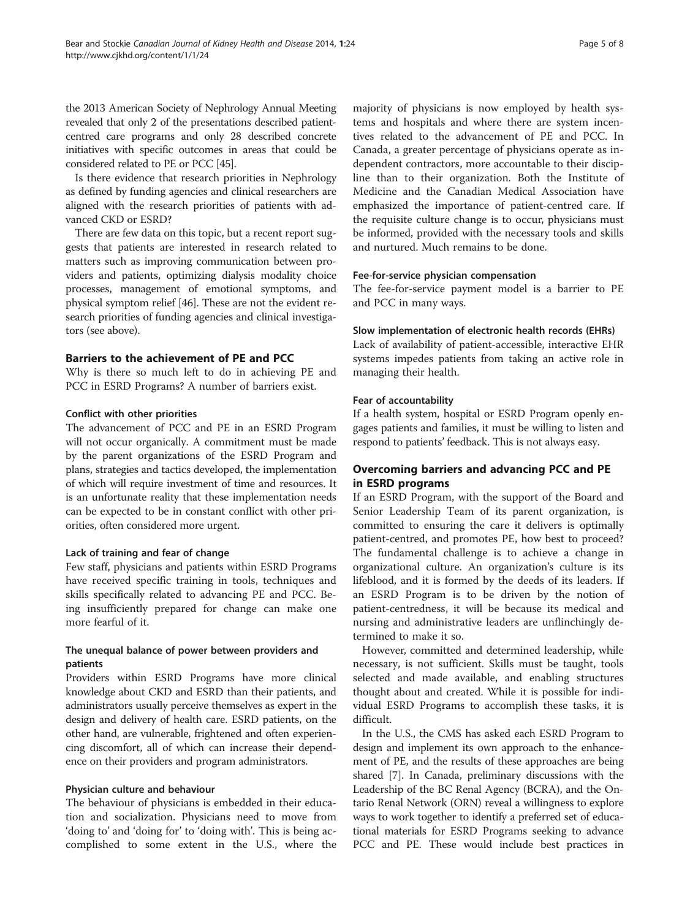the 2013 American Society of Nephrology Annual Meeting revealed that only 2 of the presentations described patient-centred care programs and only 28 described concrete initiatives with specific outcomes in areas that could be considered related to PE or PCC [45].

Is there evidence that research priorities in Nephrology as defined by funding agencies and clinical researchers are aligned with the research priorities of patients with advanced CKD or ESRD?

There are few data on this topic, but a recent report suggests that patients are interested in research related to matters such as improving communication between providers and patients, optimizing dialysis modality choice processes, management of emotional symptoms, and physical symptom relief [46]. These are not the evident research priorities of funding agencies and clinical investigators (see above).

## Barriers to the achievement of PE and PCC

Why is there so much left to do in achieving PE and PCC in ESRD Programs? A number of barriers exist.

### Conflict with other priorities

The advancement of PCC and PE in an ESRD Program will not occur organically. A commitment must be made by the parent organizations of the ESRD Program and plans, strategies and tactics developed, the implementation of which will require investment of time and resources. It is an unfortunate reality that these implementation needs can be expected to be in constant conflict with other priorities, often considered more urgent.

### Lack of training and fear of change

Few staff, physicians and patients within ESRD Programs have received specific training in tools, techniques and skills specifically related to advancing PE and PCC. Being insufficiently prepared for change can make one more fearful of it.

### The unequal balance of power between providers and patients

Providers within ESRD Programs have more clinical knowledge about CKD and ESRD than their patients, and administrators usually perceive themselves as expert in the design and delivery of health care. ESRD patients, on the other hand, are vulnerable, frightened and often experiencing discomfort, all of which can increase their dependence on their providers and program administrators.

### Physician culture and behaviour

The behaviour of physicians is embedded in their education and socialization. Physicians need to move from 'doing to' and 'doing for' to 'doing with'. This is being accomplished to some extent in the U.S., where the majority of physicians is now employed by health systems and hospitals and where there are system incentives related to the advancement of PE and PCC. In Canada, a greater percentage of physicians operate as independent contractors, more accountable to their discipline than to their organization. Both the Institute of Medicine and the Canadian Medical Association have emphasized the importance of patient-centred care. If the requisite culture change is to occur, physicians must be informed, provided with the necessary tools and skills and nurtured. Much remains to be done.

### Fee-for-service physician compensation

The fee-for-service payment model is a barrier to PE and PCC in many ways.

### Slow implementation of electronic health records (EHRs)

Lack of availability of patient-accessible, interactive EHR systems impedes patients from taking an active role in managing their health.

### Fear of accountability

If a health system, hospital or ESRD Program openly engages patients and families, it must be willing to listen and respond to patients' feedback. This is not always easy.

## Overcoming barriers and advancing PCC and PE in ESRD programs

If an ESRD Program, with the support of the Board and Senior Leadership Team of its parent organization, is committed to ensuring the care it delivers is optimally patient-centred, and promotes PE, how best to proceed? The fundamental challenge is to achieve a change in organizational culture. An organization's culture is its lifeblood, and it is formed by the deeds of its leaders. If an ESRD Program is to be driven by the notion of patient-centredness, it will be because its medical and nursing and administrative leaders are unflinchingly determined to make it so.

However, committed and determined leadership, while necessary, is not sufficient. Skills must be taught, tools selected and made available, and enabling structures thought about and created. While it is possible for individual ESRD Programs to accomplish these tasks, it is difficult.

In the U.S., the CMS has asked each ESRD Program to design and implement its own approach to the enhancement of PE, and the results of these approaches are being shared [7]. In Canada, preliminary discussions with the Leadership of the BC Renal Agency (BCRA), and the Ontario Renal Network (ORN) reveal a willingness to explore ways to work together to identify a preferred set of educational materials for ESRD Programs seeking to advance PCC and PE. These would include best practices in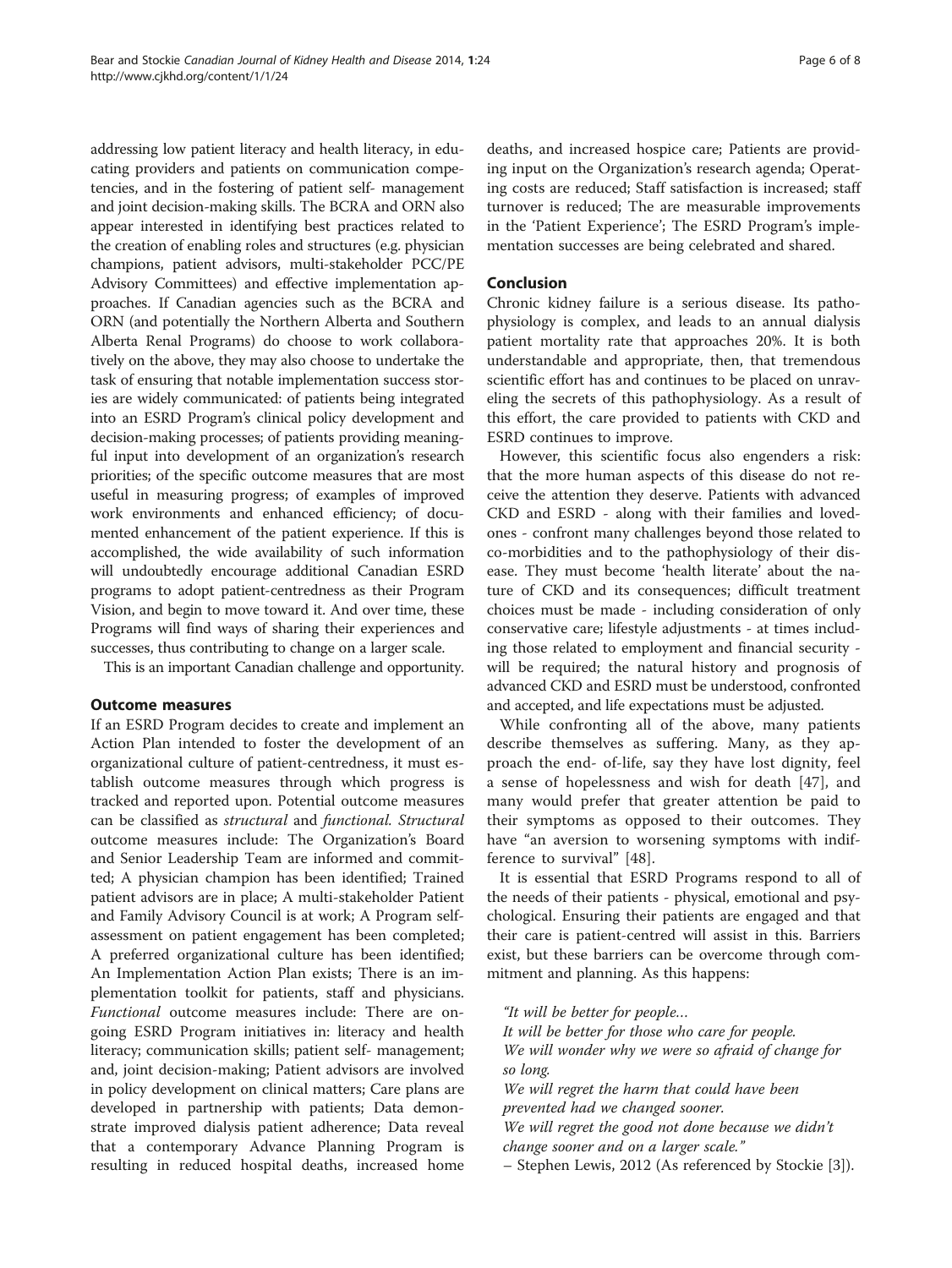addressing low patient literacy and health literacy, in educating providers and patients on communication competencies, and in the fostering of patient self- management and joint decision-making skills. The BCRA and ORN also appear interested in identifying best practices related to the creation of enabling roles and structures (e.g. physician champions, patient advisors, multi-stakeholder PCC/PE Advisory Committees) and effective implementation approaches. If Canadian agencies such as the BCRA and ORN (and potentially the Northern Alberta and Southern Alberta Renal Programs) do choose to work collaboratively on the above, they may also choose to undertake the task of ensuring that notable implementation success stories are widely communicated: of patients being integrated into an ESRD Program's clinical policy development and decision-making processes; of patients providing meaningful input into development of an organization's research priorities; of the specific outcome measures that are most useful in measuring progress; of examples of improved work environments and enhanced efficiency; of documented enhancement of the patient experience. If this is accomplished, the wide availability of such information will undoubtedly encourage additional Canadian ESRD programs to adopt patient-centredness as their Program Vision, and begin to move toward it. And over time, these Programs will find ways of sharing their experiences and successes, thus contributing to change on a larger scale.

This is an important Canadian challenge and opportunity.

## Outcome measures

If an ESRD Program decides to create and implement an Action Plan intended to foster the development of an organizational culture of patient-centredness, it must establish outcome measures through which progress is tracked and reported upon. Potential outcome measures can be classified as *structural* and *functional*. *Structural* outcome measures include: The Organization's Board and Senior Leadership Team are informed and committed; A physician champion has been identified; Trained patient advisors are in place; A multi-stakeholder Patient and Family Advisory Council is at work; A Program self-assessment on patient engagement has been completed; A preferred organizational culture has been identified; An Implementation Action Plan exists; There is an implementation toolkit for patients, staff and physicians. *Functional* outcome measures include: There are ongoing ESRD Program initiatives in: literacy and health literacy; communication skills; patient self- management; and, joint decision-making; Patient advisors are involved in policy development on clinical matters; Care plans are developed in partnership with patients; Data demonstrate improved dialysis patient adherence; Data reveal that a contemporary Advance Planning Program is resulting in reduced hospital deaths, increased home deaths, and increased hospice care; Patients are providing input on the Organization's research agenda; Operating costs are reduced; Staff satisfaction is increased; staff turnover is reduced; The are measurable improvements in the 'Patient Experience'; The ESRD Program's implementation successes are being celebrated and shared.

## Conclusion

Chronic kidney failure is a serious disease. Its pathophysiology is complex, and leads to an annual dialysis patient mortality rate that approaches 20%. It is both understandable and appropriate, then, that tremendous scientific effort has and continues to be placed on unraveling the secrets of this pathophysiology. As a result of this effort, the care provided to patients with CKD and ESRD continues to improve.

However, this scientific focus also engenders a risk: that the more human aspects of this disease do not receive the attention they deserve. Patients with advanced CKD and ESRD - along with their families and loved-ones - confront many challenges beyond those related to co-morbidities and to the pathophysiology of their disease. They must become 'health literate' about the nature of CKD and its consequences; difficult treatment choices must be made - including consideration of only conservative care; lifestyle adjustments - at times including those related to employment and financial security - will be required; the natural history and prognosis of advanced CKD and ESRD must be understood, confronted and accepted, and life expectations must be adjusted.

While confronting all of the above, many patients describe themselves as suffering. Many, as they approach the end- of-life, say they have lost dignity, feel a sense of hopelessness and wish for death [47], and many would prefer that greater attention be paid to their symptoms as opposed to their outcomes. They have "an aversion to worsening symptoms with indifference to survival" [48].

It is essential that ESRD Programs respond to all of the needs of their patients - physical, emotional and psychological. Ensuring their patients are engaged and that their care is patient-centred will assist in this. Barriers exist, but these barriers can be overcome through commitment and planning. As this happens:

> *"It will be better for people…*
> *It will be better for those who care for people.*
> *We will wonder why we were so afraid of change for so long.*
> *We will regret the harm that could have been prevented had we changed sooner.*
> *We will regret the good not done because we didn't change sooner and on a larger scale."*
> – Stephen Lewis, 2012 (As referenced by Stockie [3]).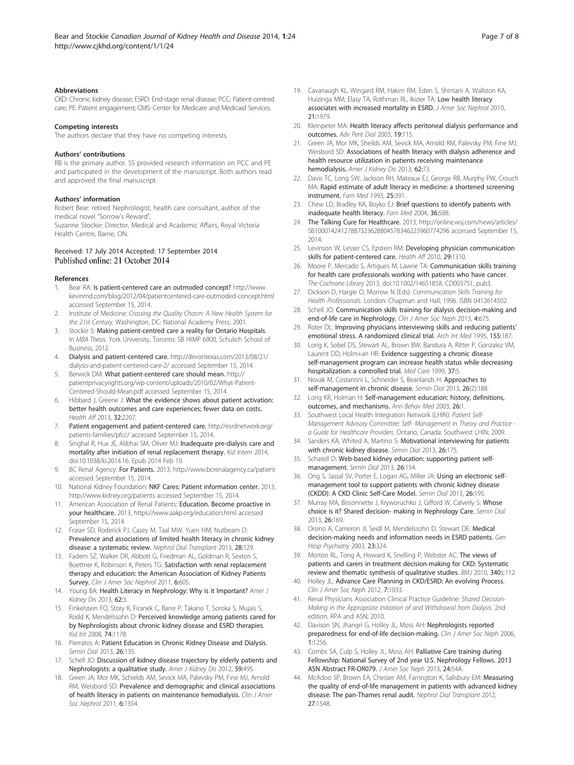#### Abbreviations

CKD: Chronic kidney disease; ESRD: End-stage renal disease; PCC: Patient-centred care; PE: Patient engagement; CMS: Center for Medicare and Medicaid Services.

#### Competing interests

The authors declare that they have no competing interests.

#### Authors' contributions

RB is the primary author. SS provided research information on PCC and PE and participated in the development of the manuscript. Both authors read and approved the final manuscript.

#### Authors' information

Robert Bear: retired Nephrologist, health care consultant, author of the medical novel "Sorrow's Reward",

Suzanne Stockie: Director, Medical and Academic Affairs, Royal Victoria Health Centre, Barrie, ON.

Received: 17 July 2014 Accepted: 17 September 2014
Published online: 21 October 2014

#### References

1. Bear RA: **Is patient-centered care an outmoded concept?** http://www.kevinmd.com/blog/2012/04/patientcentered-care-outmoded-concept.html accessed September 15, 2014.
2. Institute of Medicine: *Crossing the Quality Chasm: A New Health System for the 21st Century.* Washington, DC: National Academy Press; 2001.
3. Stockie S: **Making patient-centred care a reality for Ontario Hospitals**. In *MBA Thesis.* York University, Toronto: SB HIMP 6900, Schulich School of Business; 2012.
4. **Dialysis and patient-centered care.** http://devontexas.com/2013/08/21/dialysis-and-patient-centered-care-2/ accessed September 15, 2014.
5. Berwick DM: **What patient-centered care should mean.** http://patientprivacyrights.org/wp-content/uploads/2010/02/What-Patient-Centered-Should-Mean.pdf accessed September 15, 2014.
6. Hibbard J, Greene J: **What the evidence shows about patient activation: better health outcomes and care experiences; fewer data on costs.** *Health Aff* 2013, **32:**2207.
7. **Patient engagement and patient-centered care.** http://esrdnetwork.org/patients-families/pfcc/ accessed September 15, 2014.
8. Singhal R, Hux JE, Alibhai SM, Oliver MJ: **Inadequate pre-dialysis care and mortality after initiation of renal replacement therapy.** *Kid Intern* 2014, doi:10.1038/ki.2014.16. Epub 2014 Feb 19.
9. BC Renal Agency: **For Patients.** 2013, http://www.bcrenalagency.ca/patient accessed September 15, 2014.
10. National Kidney Foundation: **NKF Cares: Patient information center.** 2013, http://www.kidney.org/patients accessed September 15, 2014.
11. American Association of Renal Patients: **Education. Become proactive in your healthcare.** 2013, https://www.aakp.org/education.html accessed September 15, 2014.
12. Fraser SD, Roderick PJ, Casey M, Taal MW, Yuen HM, Nutbeam D: **Prevalence and associations of limited health literacy in chronic kidney disease: a systematic review.** *Nephrol Dial Transplant* 2013, **28:**129.
13. Fadem SZ, Walker DR, Abbott G, Friedman AL, Goldman R, Sexton S, Buettner K, Robinson K, Peters TG: **Satisfaction with renal replacement therapy and education: the American Association of Kidney Patients Survey.** *Clin J Amer Soc Nephrol* 2011, **6:**605.
14. Young BA: **Health Literacy in Nephrology: Why is it Important?** *Amer J Kidney Dis* 2013, **62:**3.
15. Finkelstein FO, Story K, Firanek C, Barre P, Takano T, Soroka S, Mujais S, Rodd K, Mendelssohn D: **Perceived knowledge among patients cared for by Nephrologists about chronic kidney disease and ESRD therapies.** *Kid Int* 2008, **74:**1178.
16. Pierratos A: **Patient Education in Chronic Kidney Disease and Dialysis.** *Semin Dial* 2013, **26:**135.
17. Schell JO: **Discussion of kidney disease trajectory by elderly patients and Nephrologists: a qualitative study.** *Amer J Kidney Dis* 2012, **59:**495.
18. Green JA, Mor MK, Schields AM, Sevick MA, Palevsky PM, Fine MJ, Arnold RM, Weisbord SD: **Prevalence and demographic and clinical associations of health literacy in patients on maintenance hemodialysis.** *Clin J Amer Soc Nephrol* 2011, **6:**1354.
19. Cavanaugh KL, Wingard RM, Hakim RM, Eden S, Shintani A, Wallston KA, Huizinga MM, Elasy TA, Rothman RL, Ikizler TA: **Low health literacy associates with increased mortality in ESRD.** *J Amer Soc Nephrol* 2010, **21:**1979.
20. Kleinpeter MA: **Health literacy affects peritoneal dialysis performance and outcomes.** *Adv Perit Dial* 2003, **19:**115.
21. Green JA, Mor MK, Sheilds AM, Sevick MA, Arnold RM, Palevsky PM, Fine MJ, Weisbord SD: **Associations of health literacy with dialysis adherence and health resource utilization in patients receiving maintenance hemodialysis.** *Amer J Kidney Dis* 2013, **62:**73.
22. Davis TC, Long SW, Jackson RH, Mateaux EJ, George RB, Murphy PW, Crouch MA: **Rapid estimate of adult literacy in medicine: a shortened screening instrument.** *Fam Med* 1993, **25:**391.
23. Chew LD, Bradley KA, Boyko EJ: **Brief questions to identify patients with inadequate health literacy.** *Fam Med* 2004, **36:**588.
24. **The Talking Cure for Healthcare.** 2013, http://online.wsj.com/news/articles/SB10001424127887323628804578346223960774296 accessed September 15, 2014.
25. Levinson W, Lesser CS, Epstein RM: **Developing physician communication skills for patient-centered care.** *Health Aff* 2010, **29:**1310.
26. Moore P, Mercado S, Artigues M, Lawrie TA: **Communication skills training for health care professionals working with patients who have cancer.** *The Cochrane Library* 2013, doi:10.1002/14651858, CD003751, pub3.
27. Dickson D, Hargie O, Morrow N (Eds): *Communication Skills Training for Health Professionals.* London: Chapman and Hall; 1996. ISBN 0412614502.
28. Schell JO: **Communication skills training for dialysis decision-making and end-of-life care in Nephrology.** *Clin J Amer Soc Neph* 2013, **4:**675.
29. Roter DL: **Improving physicians interviewing skills and reducing patients' emotional stress. A randomized clinical trial.** *Arch Int Med* 1995, **155:**187.
30. Lorig K, Sobel DS, Stewart AL, Brown BW, Bandura A, Ritter P, Gonzalez VM, Laurent DD, Holm+an HR: **Evidence suggesting a chronic disease self-management program can increase health status while decreasing hospitalization: a controlled trial.** *Med Care* 1999, **37:**5.
31. Novak M, Costantini L, Schneider S, Beanlands H: **Approaches to self-management in chronic disease.** *Semin Dial* 2013, **26**(2)**:**188.
32. Lorig KR, Holman H: **Self-management education: history, definitions, outcomes, and mechanisms.** *Ann Behav Med* 2003, **26:**1.
33. Southwest Local Health Integration Network (LHIN): *Patient Self-Management Advisory Committee: Self- Management in Theory and Practice - a Guide for Healthcare Providers.* Ontario, Canada: Southwest LHIN; 2009.
34. Sanders KA, Whited A, Martino S: **Motivational interviewing for patients with chronic kidney disease.** *Semin Dial* 2013, **26:**175.
35. Schatell D: **Web-based kidney education: supporting patient self-management.** *Semin Dial* 2013, **26:**154.
36. Ong S, Jassal SV, Porter E, Logan AG, Miller JA: **Using an electronic self-management tool to support patients with chronic kidney disease (CKDD): A CKD Clinic Self-Care Model.** *Semin Dial* 2013, **26:**195.
37. Murray MA, Bissonnette J, Kryworuchko J, Gifford W, Calverly S: **Whose choice is it? Shared decision- making in Nephrology Care.** *Semin Dial* 2013, **26:**169.
38. Orsino A, Cameron JI, Seidl M, Mendelssohn D, Stewart DE: **Medical decision-making needs and information needs in ESRD patients.** *Gen Hosp Psychiatry* 2003, **23:**324.
39. Morton RL, Tong A, Howard K, Snelling P, Webster AC: **The views of patients and carers in treatment decision-making for CKD: Systematic review and thematic synthesis of qualitative studies.** *BMJ* 2010, **340:**c112.
40. Holley JL: **Advance Care Planning in CKD/ESRD: An evolving Process.** *Clin J Amer Soc Neph* 2012, **7:**1033.
41. Renal Physicians Association Clinical Practice Guideline: *Shared Decision-Making in the Appropriate Initiation of and Withdrawal from Dialysis.* 2nd edition. RPA and ASN; 2010.
42. Davison SN, Jhangri G, Holley JL, Moss AH: **Nephrologists reported preparedness for end-of-life decision-making.** *Clin J Amer Soc Neph* 2006, **1:**1256.
43. Combs SA, Culp S, Holley JL, Moss AH: **Palliative Care training during Fellowship: National Survey of 2nd year U.S. Nephrology Fellows. 2013 ASN Abstract FR-OR079.** *J Amer Soc Neph* 2013, **24:**54A.
44. McAdoo SP, Brown EA, Chesser AM, Farrington K, Salisbury EM: **Measuring the quality of end-of-life management in patients with advanced kidney disease: The pan-Thames renal audit.** *Nephrol Dial Transplant* 2012, **27:**1548.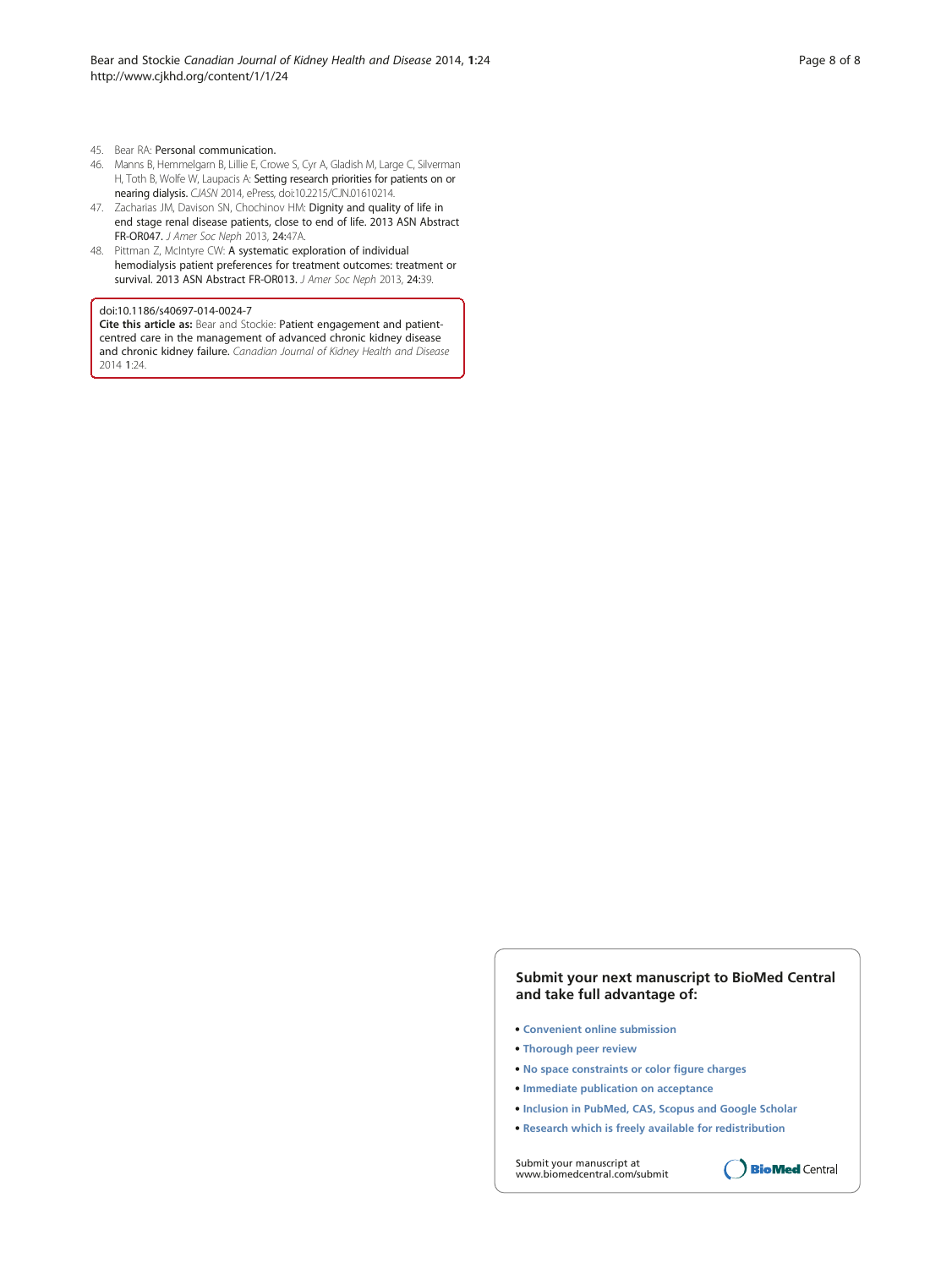45. Bear RA: **Personal communication.**
46. Manns B, Hemmelgarn B, Lillie E, Crowe S, Cyr A, Gladish M, Large C, Silverman H, Toth B, Wolfe W, Laupacis A: **Setting research priorities for patients on or nearing dialysis.** *CJASN* 2014, ePress, doi:10.2215/CJN.01610214.
47. Zacharias JM, Davison SN, Chochinov HM: **Dignity and quality of life in end stage renal disease patients, close to end of life. 2013 ASN Abstract FR-OR047.** *J Amer Soc Neph* 2013, **24:**47A.
48. Pittman Z, McIntyre CW: **A systematic exploration of individual hemodialysis patient preferences for treatment outcomes: treatment or survival. 2013 ASN Abstract FR-OR013.** *J Amer Soc Neph* 2013, **24:**39.

doi:10.1186/s40697-014-0024-7

**Cite this article as:** Bear and Stockie: Patient engagement and patient-centred care in the management of advanced chronic kidney disease and chronic kidney failure. *Canadian Journal of Kidney Health and Disease* 2014 **1**:24.

**Submit your next manuscript to BioMed Central and take full advantage of:**

- **Convenient online submission**
- **Thorough peer review**
- **No space constraints or color figure charges**
- **Immediate publication on acceptance**
- **Inclusion in PubMed, CAS, Scopus and Google Scholar**
- **Research which is freely available for redistribution**

Submit your manuscript at
www.biomedcentral.com/submit

BioMed Central